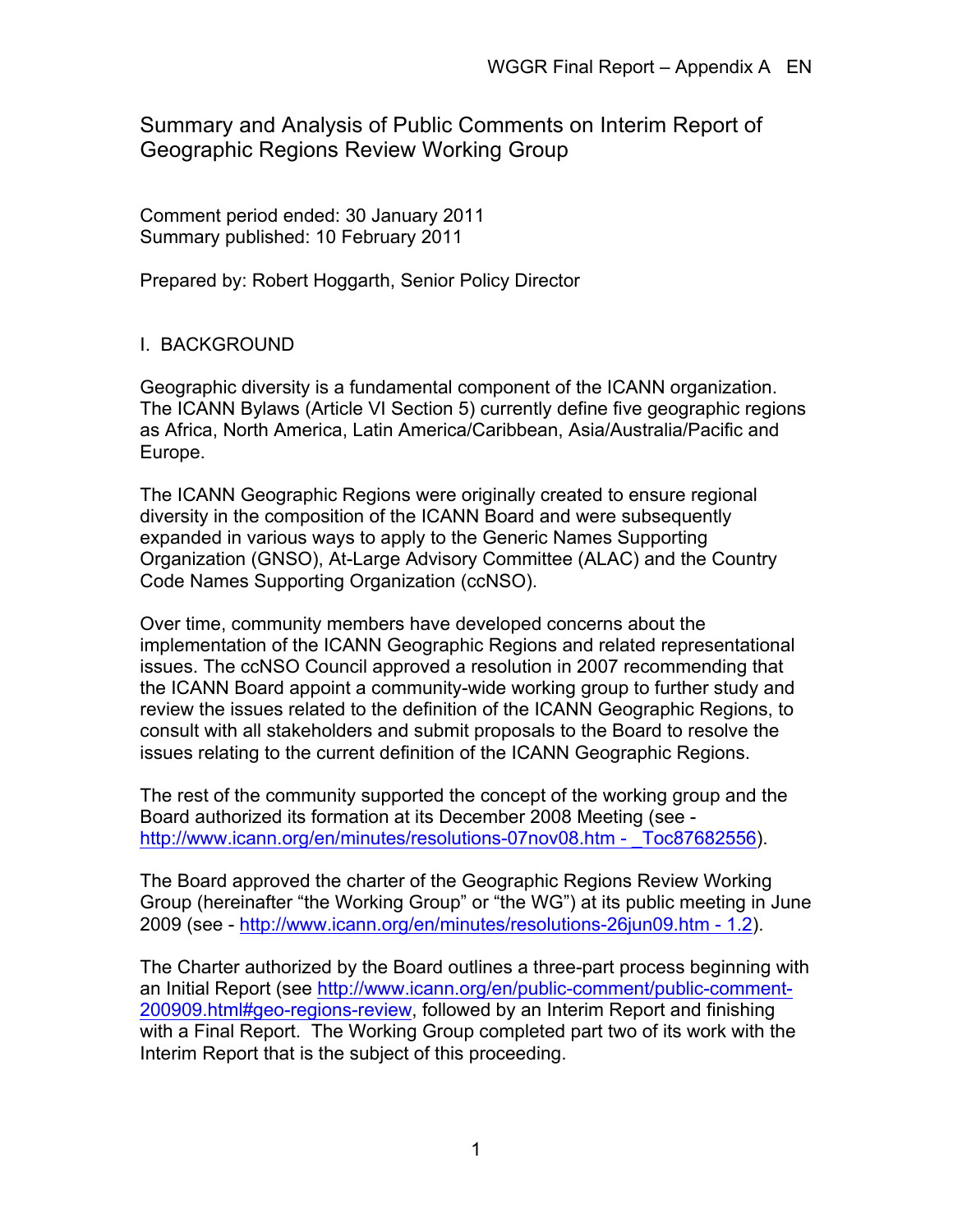# Summary and Analysis of Public Comments on Interim Report of Geographic Regions Review Working Group

Comment period ended: 30 January 2011
Summary published: 10 February 2011

Prepared by: Robert Hoggarth, Senior Policy Director

## I. BACKGROUND

Geographic diversity is a fundamental component of the ICANN organization. The ICANN Bylaws (Article VI Section 5) currently define five geographic regions as Africa, North America, Latin America/Caribbean, Asia/Australia/Pacific and Europe.

The ICANN Geographic Regions were originally created to ensure regional diversity in the composition of the ICANN Board and were subsequently expanded in various ways to apply to the Generic Names Supporting Organization (GNSO), At-Large Advisory Committee (ALAC) and the Country Code Names Supporting Organization (ccNSO).

Over time, community members have developed concerns about the implementation of the ICANN Geographic Regions and related representational issues. The ccNSO Council approved a resolution in 2007 recommending that the ICANN Board appoint a community-wide working group to further study and review the issues related to the definition of the ICANN Geographic Regions, to consult with all stakeholders and submit proposals to the Board to resolve the issues relating to the current definition of the ICANN Geographic Regions.

The rest of the community supported the concept of the working group and the Board authorized its formation at its December 2008 Meeting (see - http://www.icann.org/en/minutes/resolutions-07nov08.htm - _Toc87682556).

The Board approved the charter of the Geographic Regions Review Working Group (hereinafter "the Working Group" or "the WG") at its public meeting in June 2009 (see - http://www.icann.org/en/minutes/resolutions-26jun09.htm - 1.2).

The Charter authorized by the Board outlines a three-part process beginning with an Initial Report (see http://www.icann.org/en/public-comment/public-comment-200909.html#geo-regions-review, followed by an Interim Report and finishing with a Final Report. The Working Group completed part two of its work with the Interim Report that is the subject of this proceeding.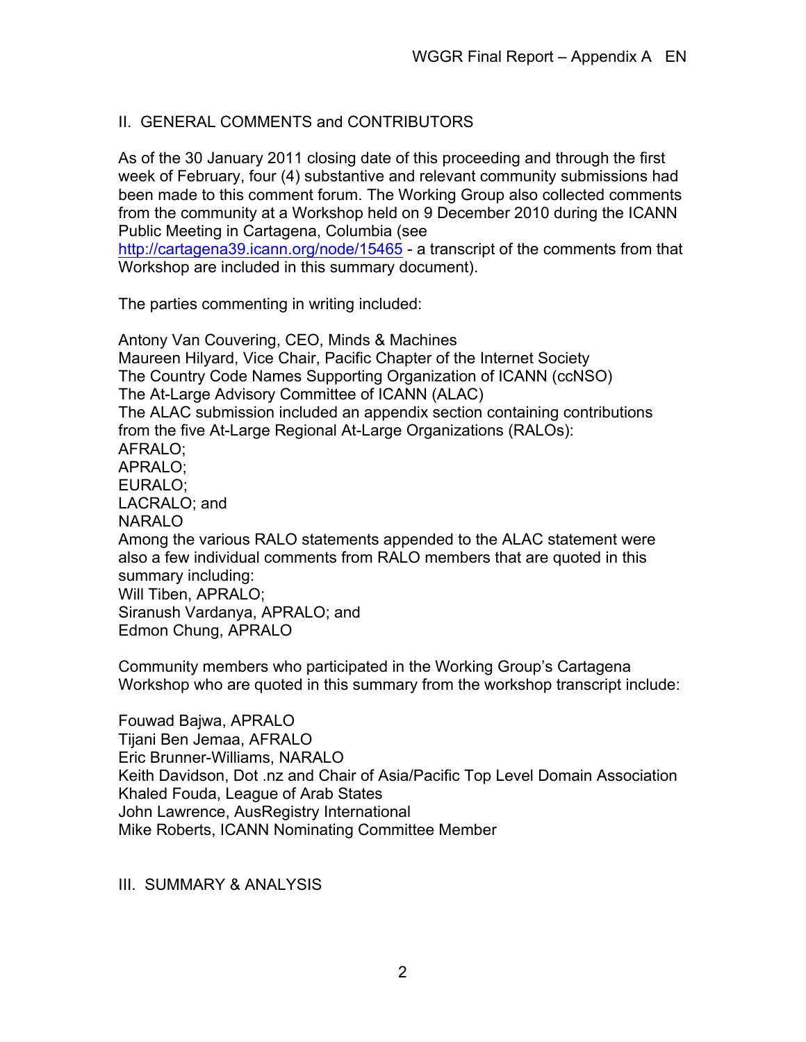## II. GENERAL COMMENTS and CONTRIBUTORS

As of the 30 January 2011 closing date of this proceeding and through the first week of February, four (4) substantive and relevant community submissions had been made to this comment forum. The Working Group also collected comments from the community at a Workshop held on 9 December 2010 during the ICANN Public Meeting in Cartagena, Columbia (see http://cartagena39.icann.org/node/15465 - a transcript of the comments from that Workshop are included in this summary document).

The parties commenting in writing included:

Antony Van Couvering, CEO, Minds & Machines
Maureen Hilyard, Vice Chair, Pacific Chapter of the Internet Society
The Country Code Names Supporting Organization of ICANN (ccNSO)
The At-Large Advisory Committee of ICANN (ALAC)
The ALAC submission included an appendix section containing contributions from the five At-Large Regional At-Large Organizations (RALOs):
AFRALO;
APRALO;
EURALO;
LACRALO; and
NARALO
Among the various RALO statements appended to the ALAC statement were also a few individual comments from RALO members that are quoted in this summary including:
Will Tiben, APRALO;
Siranush Vardanya, APRALO; and
Edmon Chung, APRALO

Community members who participated in the Working Group's Cartagena Workshop who are quoted in this summary from the workshop transcript include:

Fouwad Bajwa, APRALO
Tijani Ben Jemaa, AFRALO
Eric Brunner-Williams, NARALO
Keith Davidson, Dot .nz and Chair of Asia/Pacific Top Level Domain Association
Khaled Fouda, League of Arab States
John Lawrence, AusRegistry International
Mike Roberts, ICANN Nominating Committee Member

## III. SUMMARY & ANALYSIS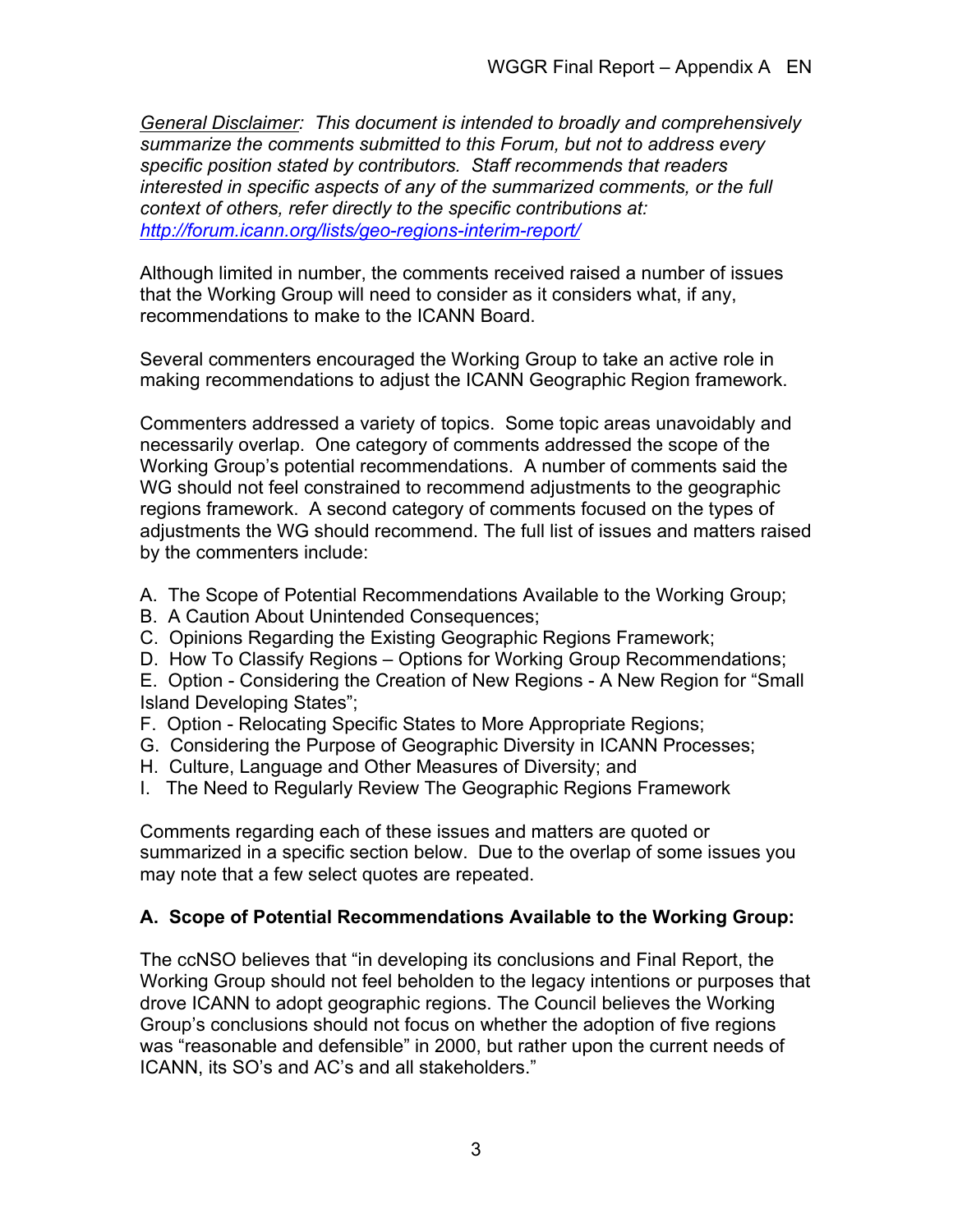*General Disclaimer: This document is intended to broadly and comprehensively summarize the comments submitted to this Forum, but not to address every specific position stated by contributors. Staff recommends that readers interested in specific aspects of any of the summarized comments, or the full context of others, refer directly to the specific contributions at: [http://forum.icann.org/lists/geo-regions-interim-report/](http://forum.icann.org/lists/geo-regions-interim-report/)*

Although limited in number, the comments received raised a number of issues that the Working Group will need to consider as it considers what, if any, recommendations to make to the ICANN Board.

Several commenters encouraged the Working Group to take an active role in making recommendations to adjust the ICANN Geographic Region framework.

Commenters addressed a variety of topics. Some topic areas unavoidably and necessarily overlap. One category of comments addressed the scope of the Working Group's potential recommendations. A number of comments said the WG should not feel constrained to recommend adjustments to the geographic regions framework. A second category of comments focused on the types of adjustments the WG should recommend. The full list of issues and matters raised by the commenters include:

A. The Scope of Potential Recommendations Available to the Working Group;
B. A Caution About Unintended Consequences;
C. Opinions Regarding the Existing Geographic Regions Framework;
D. How To Classify Regions – Options for Working Group Recommendations;
E. Option - Considering the Creation of New Regions - A New Region for "Small Island Developing States";
F. Option - Relocating Specific States to More Appropriate Regions;
G. Considering the Purpose of Geographic Diversity in ICANN Processes;
H. Culture, Language and Other Measures of Diversity; and
I. The Need to Regularly Review The Geographic Regions Framework

Comments regarding each of these issues and matters are quoted or summarized in a specific section below. Due to the overlap of some issues you may note that a few select quotes are repeated.

**A. Scope of Potential Recommendations Available to the Working Group:**

The ccNSO believes that "in developing its conclusions and Final Report, the Working Group should not feel beholden to the legacy intentions or purposes that drove ICANN to adopt geographic regions. The Council believes the Working Group's conclusions should not focus on whether the adoption of five regions was "reasonable and defensible" in 2000, but rather upon the current needs of ICANN, its SO's and AC's and all stakeholders."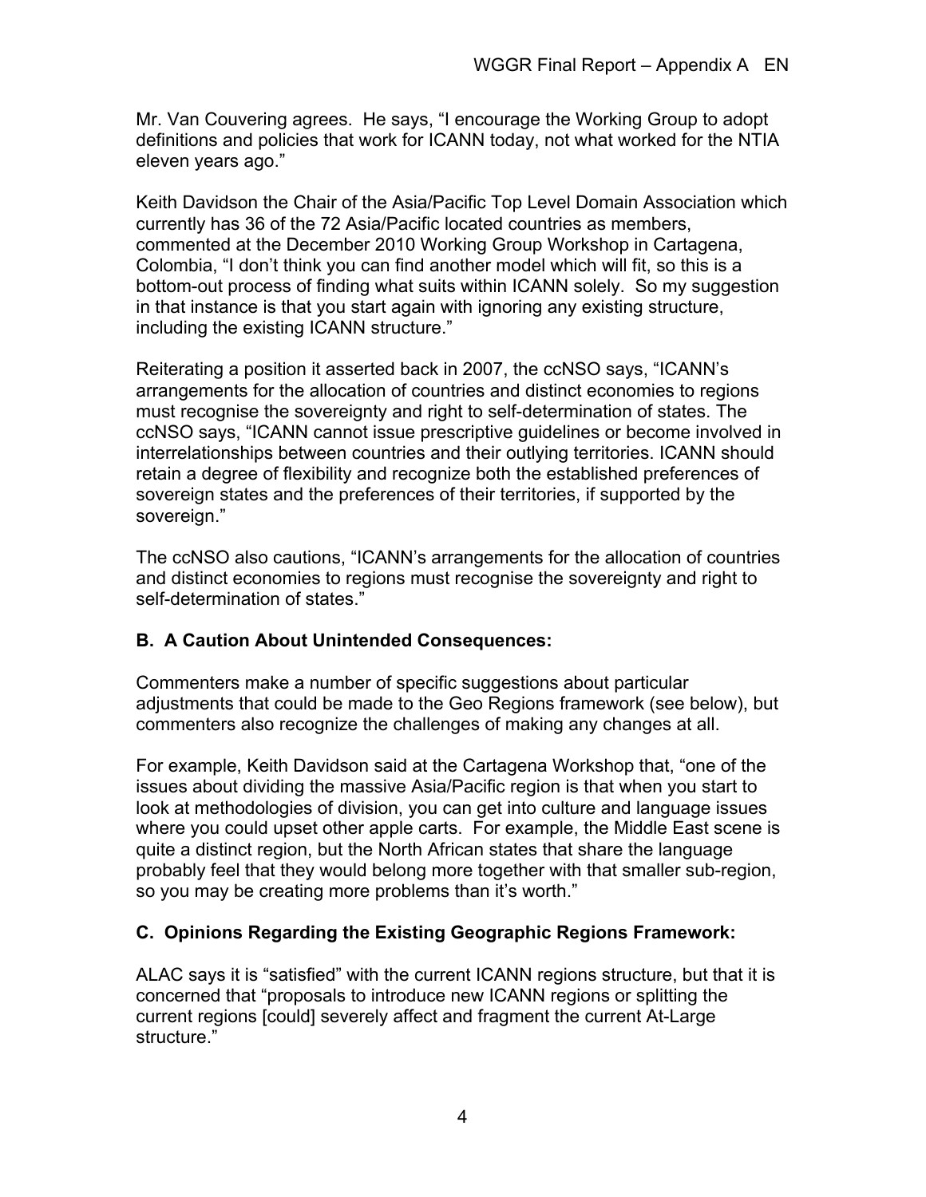Mr. Van Couvering agrees. He says, "I encourage the Working Group to adopt definitions and policies that work for ICANN today, not what worked for the NTIA eleven years ago."

Keith Davidson the Chair of the Asia/Pacific Top Level Domain Association which currently has 36 of the 72 Asia/Pacific located countries as members, commented at the December 2010 Working Group Workshop in Cartagena, Colombia, "I don't think you can find another model which will fit, so this is a bottom-out process of finding what suits within ICANN solely. So my suggestion in that instance is that you start again with ignoring any existing structure, including the existing ICANN structure."

Reiterating a position it asserted back in 2007, the ccNSO says, "ICANN's arrangements for the allocation of countries and distinct economies to regions must recognise the sovereignty and right to self-determination of states. The ccNSO says, "ICANN cannot issue prescriptive guidelines or become involved in interrelationships between countries and their outlying territories. ICANN should retain a degree of flexibility and recognize both the established preferences of sovereign states and the preferences of their territories, if supported by the sovereign."

The ccNSO also cautions, "ICANN's arrangements for the allocation of countries and distinct economies to regions must recognise the sovereignty and right to self-determination of states."

### B. A Caution About Unintended Consequences:

Commenters make a number of specific suggestions about particular adjustments that could be made to the Geo Regions framework (see below), but commenters also recognize the challenges of making any changes at all.

For example, Keith Davidson said at the Cartagena Workshop that, "one of the issues about dividing the massive Asia/Pacific region is that when you start to look at methodologies of division, you can get into culture and language issues where you could upset other apple carts. For example, the Middle East scene is quite a distinct region, but the North African states that share the language probably feel that they would belong more together with that smaller sub-region, so you may be creating more problems than it's worth."

### C. Opinions Regarding the Existing Geographic Regions Framework:

ALAC says it is "satisfied" with the current ICANN regions structure, but that it is concerned that "proposals to introduce new ICANN regions or splitting the current regions [could] severely affect and fragment the current At-Large structure."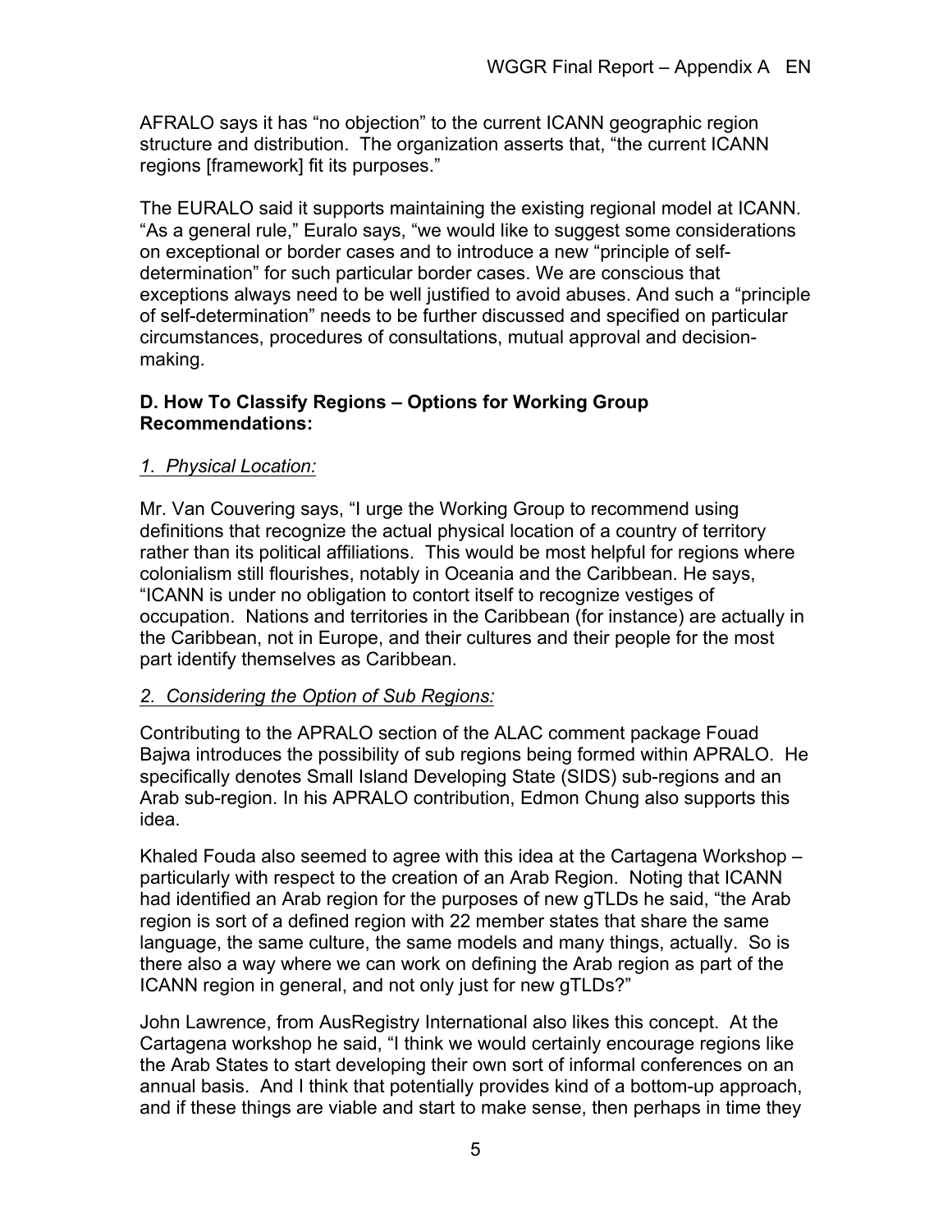AFRALO says it has “no objection” to the current ICANN geographic region structure and distribution. The organization asserts that, “the current ICANN regions [framework] fit its purposes.”

The EURALO said it supports maintaining the existing regional model at ICANN. “As a general rule,” Euralo says, “we would like to suggest some considerations on exceptional or border cases and to introduce a new “principle of self-determination” for such particular border cases. We are conscious that exceptions always need to be well justified to avoid abuses. And such a “principle of self-determination” needs to be further discussed and specified on particular circumstances, procedures of consultations, mutual approval and decision-making.

**D. How To Classify Regions – Options for Working Group Recommendations:**

*1. Physical Location:*

Mr. Van Couvering says, “I urge the Working Group to recommend using definitions that recognize the actual physical location of a country of territory rather than its political affiliations. This would be most helpful for regions where colonialism still flourishes, notably in Oceania and the Caribbean. He says, “ICANN is under no obligation to contort itself to recognize vestiges of occupation. Nations and territories in the Caribbean (for instance) are actually in the Caribbean, not in Europe, and their cultures and their people for the most part identify themselves as Caribbean.

*2. Considering the Option of Sub Regions:*

Contributing to the APRALO section of the ALAC comment package Fouad Bajwa introduces the possibility of sub regions being formed within APRALO. He specifically denotes Small Island Developing State (SIDS) sub-regions and an Arab sub-region. In his APRALO contribution, Edmon Chung also supports this idea.

Khaled Fouda also seemed to agree with this idea at the Cartagena Workshop – particularly with respect to the creation of an Arab Region. Noting that ICANN had identified an Arab region for the purposes of new gTLDs he said, “the Arab region is sort of a defined region with 22 member states that share the same language, the same culture, the same models and many things, actually. So is there also a way where we can work on defining the Arab region as part of the ICANN region in general, and not only just for new gTLDs?”

John Lawrence, from AusRegistry International also likes this concept. At the Cartagena workshop he said, “I think we would certainly encourage regions like the Arab States to start developing their own sort of informal conferences on an annual basis. And I think that potentially provides kind of a bottom-up approach, and if these things are viable and start to make sense, then perhaps in time they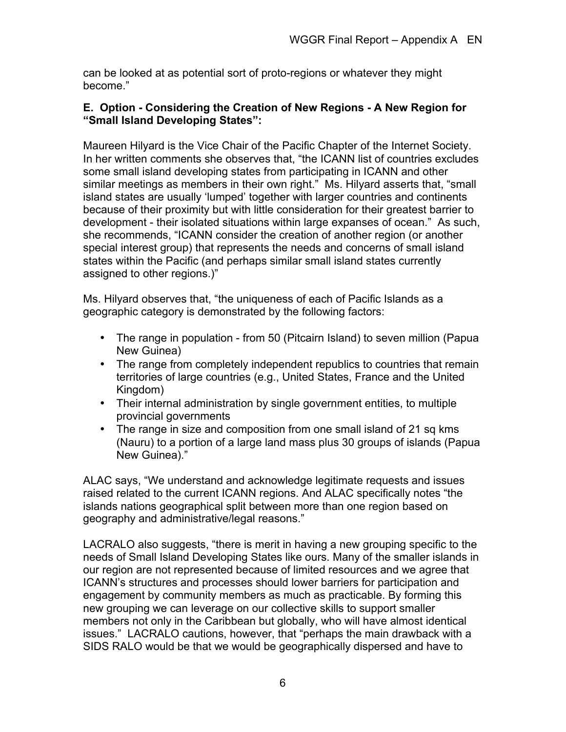can be looked at as potential sort of proto-regions or whatever they might become."

**E. Option - Considering the Creation of New Regions - A New Region for "Small Island Developing States":**

Maureen Hilyard is the Vice Chair of the Pacific Chapter of the Internet Society. In her written comments she observes that, "the ICANN list of countries excludes some small island developing states from participating in ICANN and other similar meetings as members in their own right." Ms. Hilyard asserts that, "small island states are usually 'lumped' together with larger countries and continents because of their proximity but with little consideration for their greatest barrier to development - their isolated situations within large expanses of ocean." As such, she recommends, "ICANN consider the creation of another region (or another special interest group) that represents the needs and concerns of small island states within the Pacific (and perhaps similar small island states currently assigned to other regions.)"

Ms. Hilyard observes that, "the uniqueness of each of Pacific Islands as a geographic category is demonstrated by the following factors:

- The range in population - from 50 (Pitcairn Island) to seven million (Papua New Guinea)
- The range from completely independent republics to countries that remain territories of large countries (e.g., United States, France and the United Kingdom)
- Their internal administration by single government entities, to multiple provincial governments
- The range in size and composition from one small island of 21 sq kms (Nauru) to a portion of a large land mass plus 30 groups of islands (Papua New Guinea)."

ALAC says, "We understand and acknowledge legitimate requests and issues raised related to the current ICANN regions. And ALAC specifically notes "the islands nations geographical split between more than one region based on geography and administrative/legal reasons."

LACRALO also suggests, "there is merit in having a new grouping specific to the needs of Small Island Developing States like ours. Many of the smaller islands in our region are not represented because of limited resources and we agree that ICANN's structures and processes should lower barriers for participation and engagement by community members as much as practicable. By forming this new grouping we can leverage on our collective skills to support smaller members not only in the Caribbean but globally, who will have almost identical issues." LACRALO cautions, however, that "perhaps the main drawback with a SIDS RALO would be that we would be geographically dispersed and have to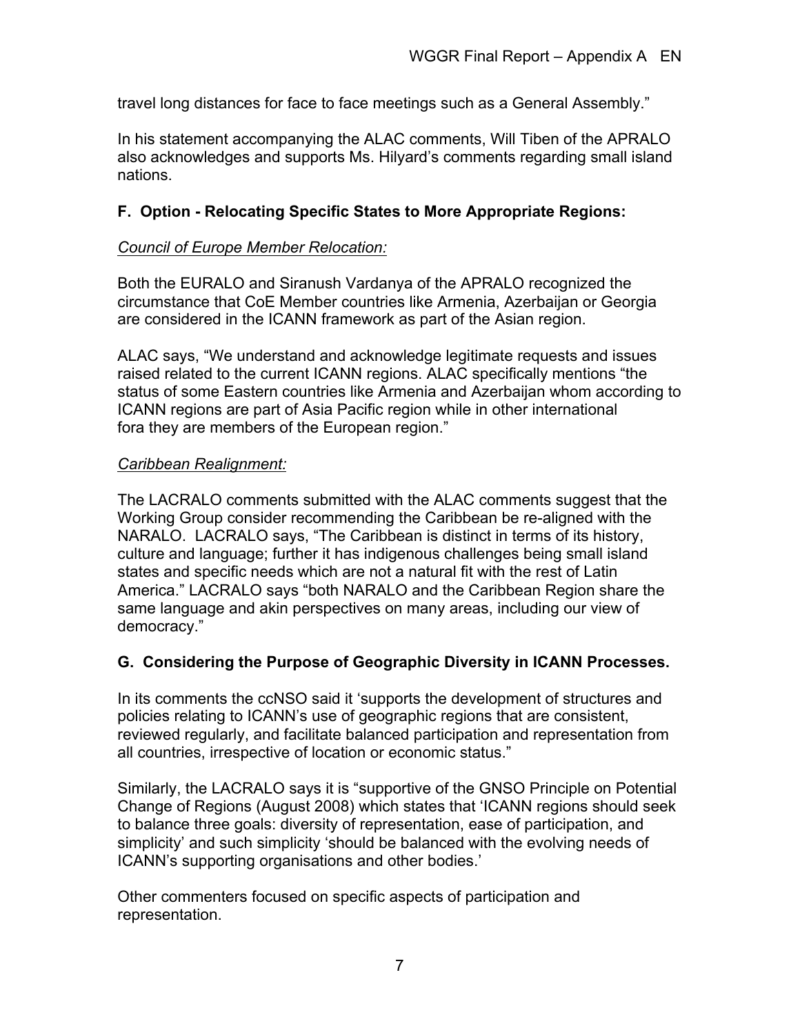travel long distances for face to face meetings such as a General Assembly."

In his statement accompanying the ALAC comments, Will Tiben of the APRALO also acknowledges and supports Ms. Hilyard's comments regarding small island nations.

### F. Option - Relocating Specific States to More Appropriate Regions:

*Council of Europe Member Relocation:*

Both the EURALO and Siranush Vardanya of the APRALO recognized the circumstance that CoE Member countries like Armenia, Azerbaijan or Georgia are considered in the ICANN framework as part of the Asian region.

ALAC says, "We understand and acknowledge legitimate requests and issues raised related to the current ICANN regions. ALAC specifically mentions "the status of some Eastern countries like Armenia and Azerbaijan whom according to ICANN regions are part of Asia Pacific region while in other international fora they are members of the European region."

*Caribbean Realignment:*

The LACRALO comments submitted with the ALAC comments suggest that the Working Group consider recommending the Caribbean be re-aligned with the NARALO. LACRALO says, "The Caribbean is distinct in terms of its history, culture and language; further it has indigenous challenges being small island states and specific needs which are not a natural fit with the rest of Latin America." LACRALO says "both NARALO and the Caribbean Region share the same language and akin perspectives on many areas, including our view of democracy."

### G. Considering the Purpose of Geographic Diversity in ICANN Processes.

In its comments the ccNSO said it 'supports the development of structures and policies relating to ICANN's use of geographic regions that are consistent, reviewed regularly, and facilitate balanced participation and representation from all countries, irrespective of location or economic status."

Similarly, the LACRALO says it is "supportive of the GNSO Principle on Potential Change of Regions (August 2008) which states that 'ICANN regions should seek to balance three goals: diversity of representation, ease of participation, and simplicity' and such simplicity 'should be balanced with the evolving needs of ICANN's supporting organisations and other bodies.'

Other commenters focused on specific aspects of participation and representation.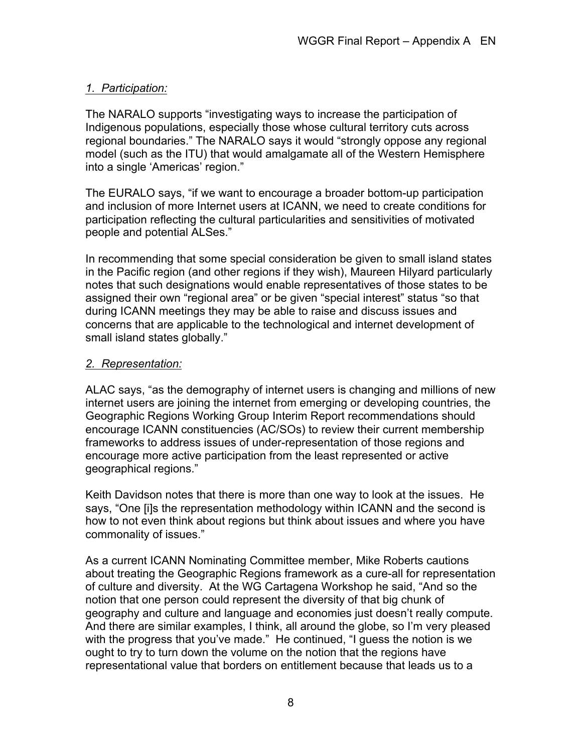*1. Participation:*

The NARALO supports "investigating ways to increase the participation of Indigenous populations, especially those whose cultural territory cuts across regional boundaries." The NARALO says it would "strongly oppose any regional model (such as the ITU) that would amalgamate all of the Western Hemisphere into a single 'Americas' region."

The EURALO says, "if we want to encourage a broader bottom-up participation and inclusion of more Internet users at ICANN, we need to create conditions for participation reflecting the cultural particularities and sensitivities of motivated people and potential ALSes."

In recommending that some special consideration be given to small island states in the Pacific region (and other regions if they wish), Maureen Hilyard particularly notes that such designations would enable representatives of those states to be assigned their own "regional area" or be given "special interest" status "so that during ICANN meetings they may be able to raise and discuss issues and concerns that are applicable to the technological and internet development of small island states globally."

*2. Representation:*

ALAC says, "as the demography of internet users is changing and millions of new internet users are joining the internet from emerging or developing countries, the Geographic Regions Working Group Interim Report recommendations should encourage ICANN constituencies (AC/SOs) to review their current membership frameworks to address issues of under-representation of those regions and encourage more active participation from the least represented or active geographical regions."

Keith Davidson notes that there is more than one way to look at the issues. He says, "One [i]s the representation methodology within ICANN and the second is how to not even think about regions but think about issues and where you have commonality of issues."

As a current ICANN Nominating Committee member, Mike Roberts cautions about treating the Geographic Regions framework as a cure-all for representation of culture and diversity. At the WG Cartagena Workshop he said, "And so the notion that one person could represent the diversity of that big chunk of geography and culture and language and economies just doesn't really compute. And there are similar examples, I think, all around the globe, so I'm very pleased with the progress that you've made." He continued, "I guess the notion is we ought to try to turn down the volume on the notion that the regions have representational value that borders on entitlement because that leads us to a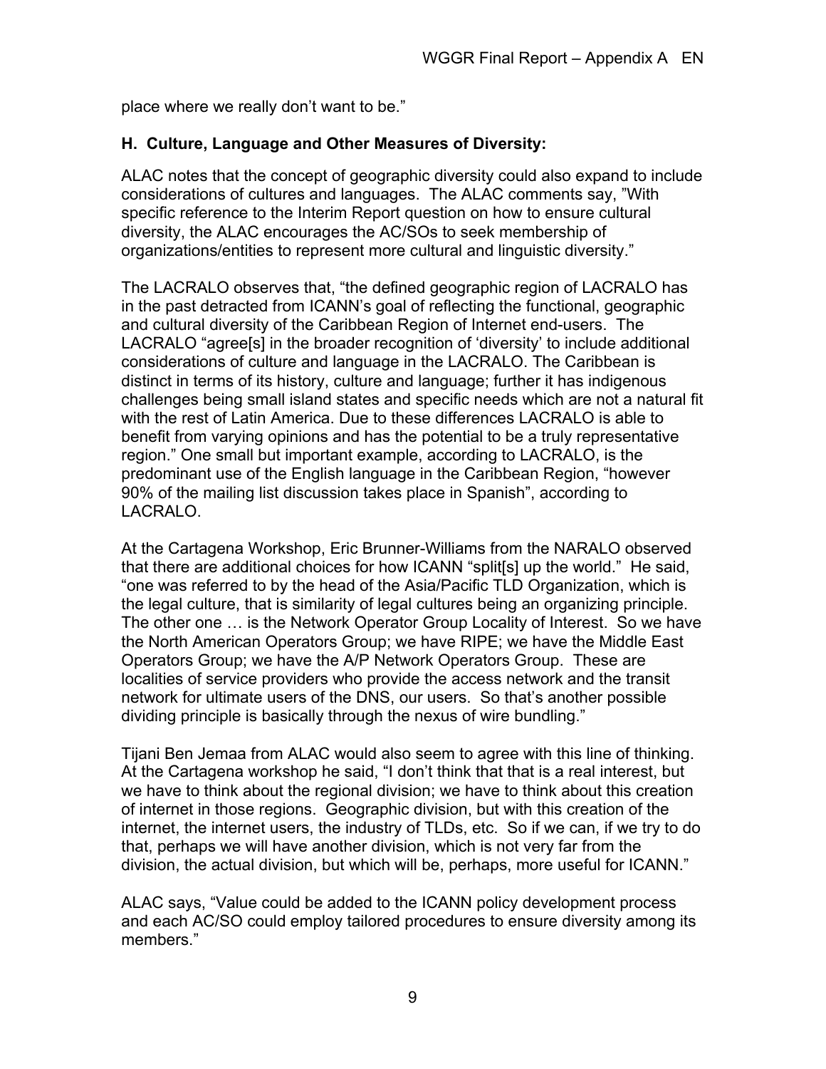place where we really don't want to be."

### H. Culture, Language and Other Measures of Diversity:

ALAC notes that the concept of geographic diversity could also expand to include considerations of cultures and languages. The ALAC comments say, "With specific reference to the Interim Report question on how to ensure cultural diversity, the ALAC encourages the AC/SOs to seek membership of organizations/entities to represent more cultural and linguistic diversity."

The LACRALO observes that, "the defined geographic region of LACRALO has in the past detracted from ICANN's goal of reflecting the functional, geographic and cultural diversity of the Caribbean Region of Internet end-users. The LACRALO "agree[s] in the broader recognition of 'diversity' to include additional considerations of culture and language in the LACRALO. The Caribbean is distinct in terms of its history, culture and language; further it has indigenous challenges being small island states and specific needs which are not a natural fit with the rest of Latin America. Due to these differences LACRALO is able to benefit from varying opinions and has the potential to be a truly representative region." One small but important example, according to LACRALO, is the predominant use of the English language in the Caribbean Region, "however 90% of the mailing list discussion takes place in Spanish", according to LACRALO.

At the Cartagena Workshop, Eric Brunner-Williams from the NARALO observed that there are additional choices for how ICANN "split[s] up the world." He said, "one was referred to by the head of the Asia/Pacific TLD Organization, which is the legal culture, that is similarity of legal cultures being an organizing principle. The other one … is the Network Operator Group Locality of Interest. So we have the North American Operators Group; we have RIPE; we have the Middle East Operators Group; we have the A/P Network Operators Group. These are localities of service providers who provide the access network and the transit network for ultimate users of the DNS, our users. So that's another possible dividing principle is basically through the nexus of wire bundling."

Tijani Ben Jemaa from ALAC would also seem to agree with this line of thinking. At the Cartagena workshop he said, "I don't think that that is a real interest, but we have to think about the regional division; we have to think about this creation of internet in those regions. Geographic division, but with this creation of the internet, the internet users, the industry of TLDs, etc. So if we can, if we try to do that, perhaps we will have another division, which is not very far from the division, the actual division, but which will be, perhaps, more useful for ICANN."

ALAC says, "Value could be added to the ICANN policy development process and each AC/SO could employ tailored procedures to ensure diversity among its members."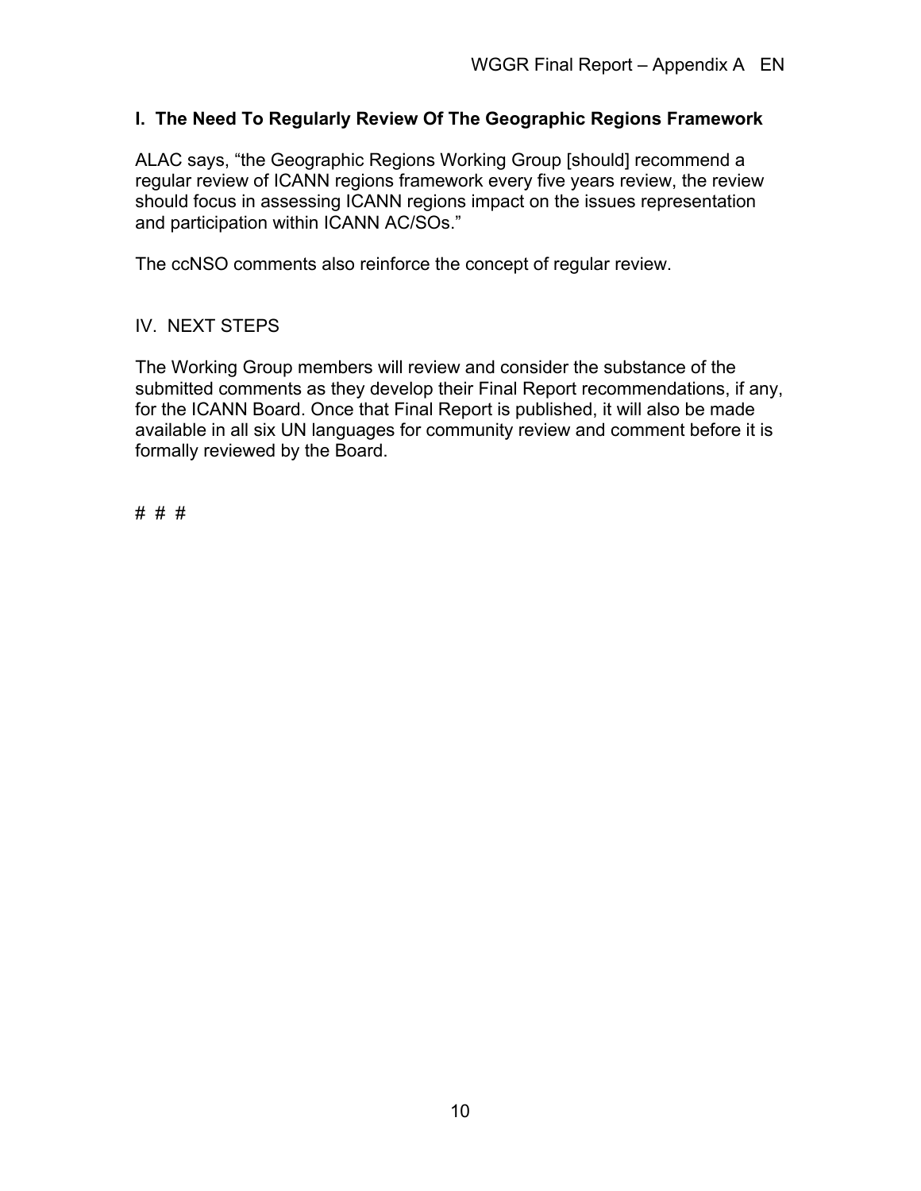### I. The Need To Regularly Review Of The Geographic Regions Framework

ALAC says, "the Geographic Regions Working Group [should] recommend a regular review of ICANN regions framework every five years review, the review should focus in assessing ICANN regions impact on the issues representation and participation within ICANN AC/SOs."

The ccNSO comments also reinforce the concept of regular review.

## IV. NEXT STEPS

The Working Group members will review and consider the substance of the submitted comments as they develop their Final Report recommendations, if any, for the ICANN Board. Once that Final Report is published, it will also be made available in all six UN languages for community review and comment before it is formally reviewed by the Board.

# # #